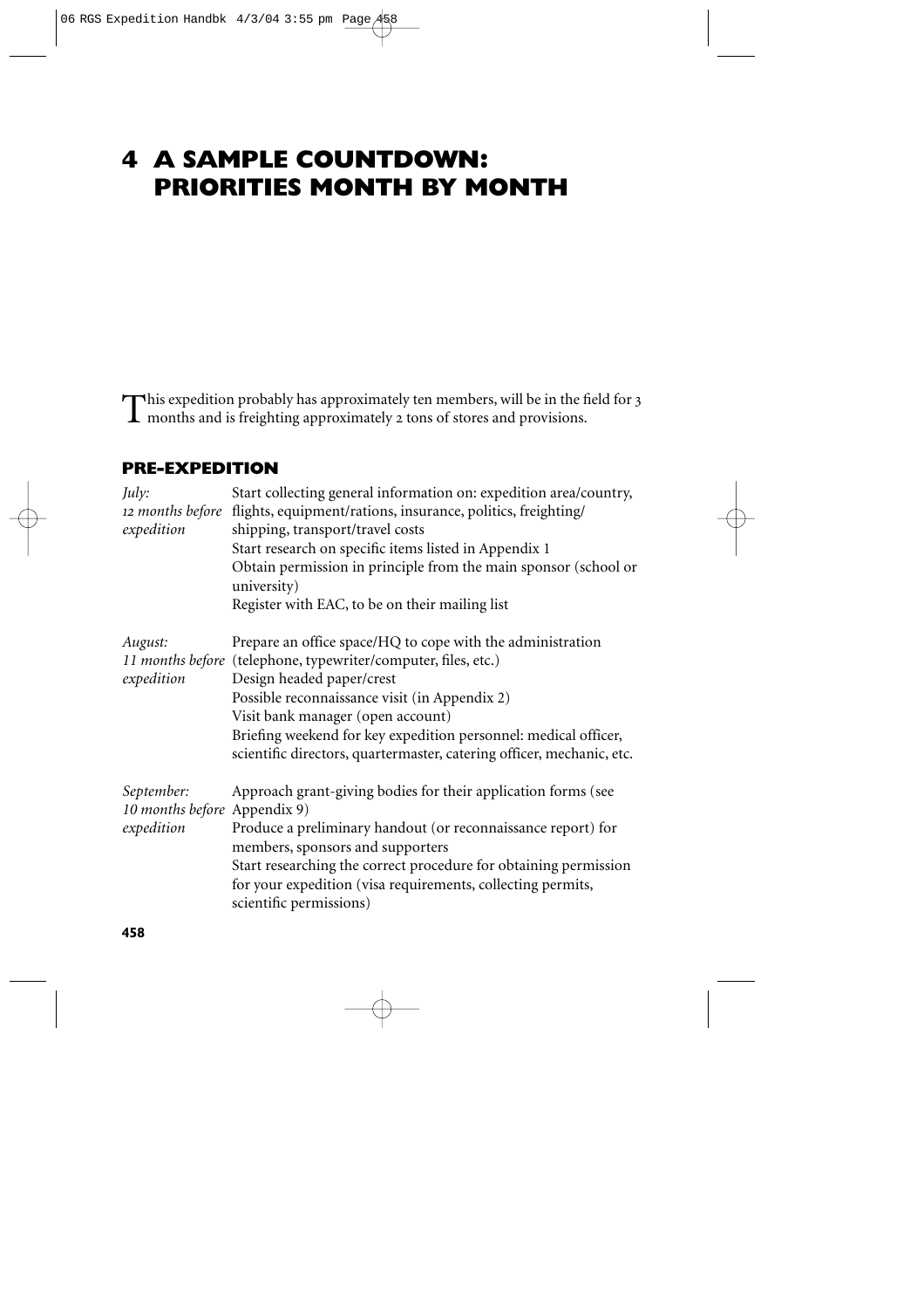# 4 A SAMPLE COUNTDOWN: PRIORITIES MONTH BY MONTH

This expedition probably has approximately ten members, will be in the field for 3 months and is freighting approximately 2 tons of stores and provisions.

## PRE-EXPEDITION

| | |
|---|---|
| *July: 12 months before expedition* | Start collecting general information on: expedition area/country, flights, equipment/rations, insurance, politics, freighting/shipping, transport/travel costs<br>Start research on specific items listed in Appendix 1<br>Obtain permission in principle from the main sponsor (school or university)<br>Register with EAC, to be on their mailing list |
| *August: 11 months before expedition* | Prepare an office space/HQ to cope with the administration (telephone, typewriter/computer, files, etc.)<br>Design headed paper/crest<br>Possible reconnaissance visit (in Appendix 2)<br>Visit bank manager (open account)<br>Briefing weekend for key expedition personnel: medical officer, scientific directors, quartermaster, catering officer, mechanic, etc. |
| *September: 10 months before expedition* | Approach grant-giving bodies for their application forms (see Appendix 9)<br>Produce a preliminary handout (or reconnaissance report) for members, sponsors and supporters<br>Start researching the correct procedure for obtaining permission for your expedition (visa requirements, collecting permits, scientific permissions) |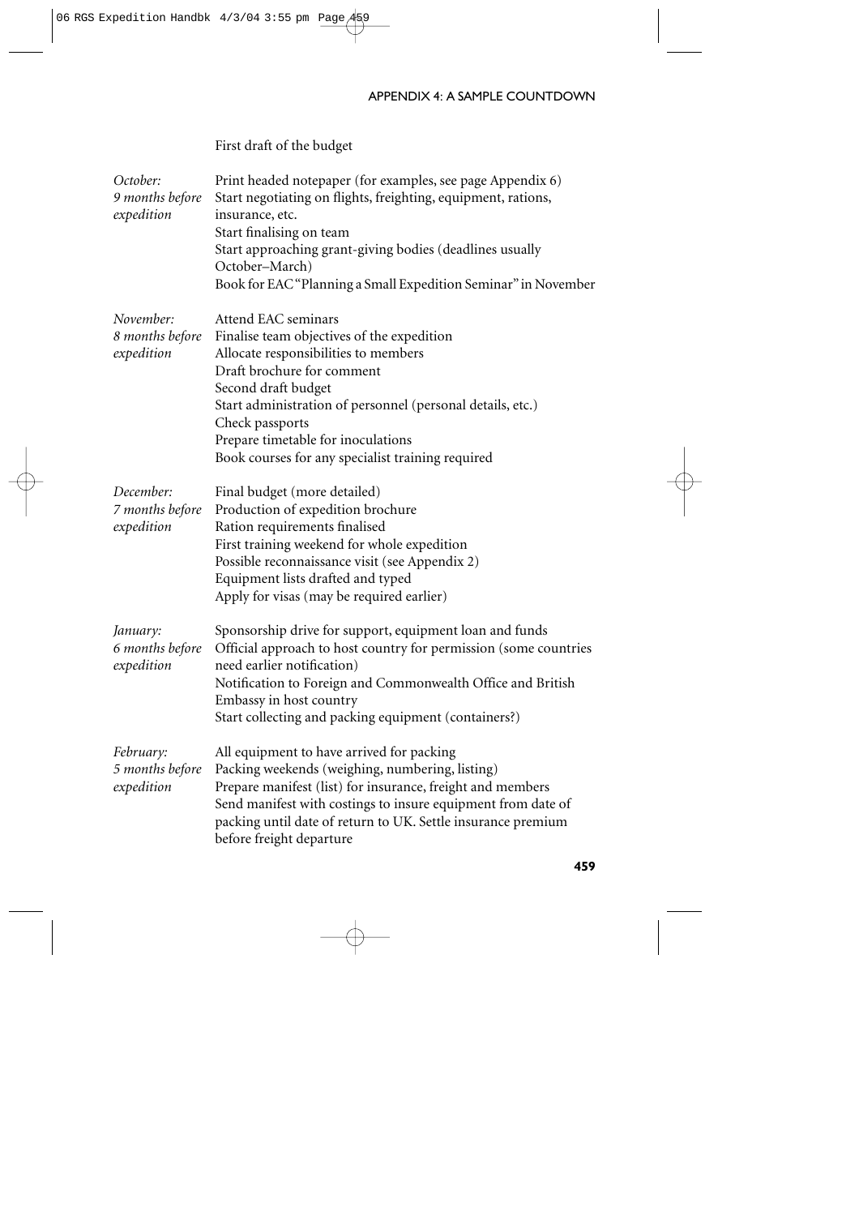First draft of the budget

| | |
|---|---|
| *October: 9 months before expedition* | Print headed notepaper (for examples, see page Appendix 6)<br>Start negotiating on flights, freighting, equipment, rations, insurance, etc.<br>Start finalising on team<br>Start approaching grant-giving bodies (deadlines usually October–March)<br>Book for EAC "Planning a Small Expedition Seminar" in November |
| *November: 8 months before expedition* | Attend EAC seminars<br>Finalise team objectives of the expedition<br>Allocate responsibilities to members<br>Draft brochure for comment<br>Second draft budget<br>Start administration of personnel (personal details, etc.)<br>Check passports<br>Prepare timetable for inoculations<br>Book courses for any specialist training required |
| *December: 7 months before expedition* | Final budget (more detailed)<br>Production of expedition brochure<br>Ration requirements finalised<br>First training weekend for whole expedition<br>Possible reconnaissance visit (see Appendix 2)<br>Equipment lists drafted and typed<br>Apply for visas (may be required earlier) |
| *January: 6 months before expedition* | Sponsorship drive for support, equipment loan and funds<br>Official approach to host country for permission (some countries need earlier notification)<br>Notification to Foreign and Commonwealth Office and British Embassy in host country<br>Start collecting and packing equipment (containers?) |
| *February: 5 months before expedition* | All equipment to have arrived for packing<br>Packing weekends (weighing, numbering, listing)<br>Prepare manifest (list) for insurance, freight and members<br>Send manifest with costings to insure equipment from date of packing until date of return to UK. Settle insurance premium before freight departure |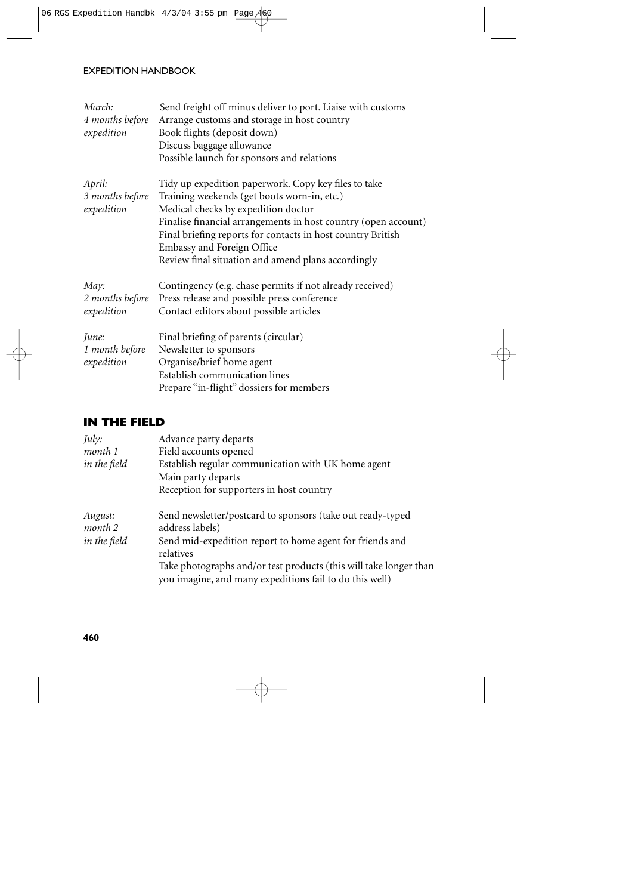| | |
|---|---|
| *March: 4 months before expedition* | Send freight off minus deliver to port. Liaise with customs<br>Arrange customs and storage in host country<br>Book flights (deposit down)<br>Discuss baggage allowance<br>Possible launch for sponsors and relations |
| *April: 3 months before expedition* | Tidy up expedition paperwork. Copy key files to take<br>Training weekends (get boots worn-in, etc.)<br>Medical checks by expedition doctor<br>Finalise financial arrangements in host country (open account)<br>Final briefing reports for contacts in host country British Embassy and Foreign Office<br>Review final situation and amend plans accordingly |
| *May: 2 months before expedition* | Contingency (e.g. chase permits if not already received)<br>Press release and possible press conference<br>Contact editors about possible articles |
| *June: 1 month before expedition* | Final briefing of parents (circular)<br>Newsletter to sponsors<br>Organise/brief home agent<br>Establish communication lines<br>Prepare "in-flight" dossiers for members |

## IN THE FIELD

| | |
|---|---|
| *July: month 1 in the field* | Advance party departs<br>Field accounts opened<br>Establish regular communication with UK home agent<br>Main party departs<br>Reception for supporters in host country |
| *August: month 2 in the field* | Send newsletter/postcard to sponsors (take out ready-typed address labels)<br>Send mid-expedition report to home agent for friends and relatives<br>Take photographs and/or test products (this will take longer than you imagine, and many expeditions fail to do this well) |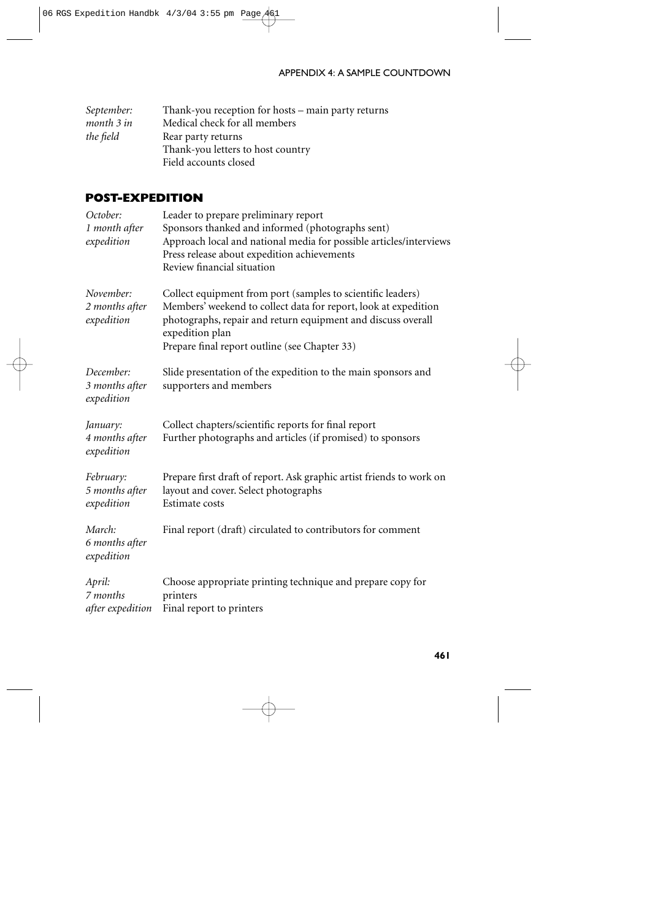*September: month 3 in the field*
- Thank-you reception for hosts – main party returns
- Medical check for all members
- Rear party returns
- Thank-you letters to host country
- Field accounts closed

## POST-EXPEDITION

*October: 1 month after expedition*
- Leader to prepare preliminary report
- Sponsors thanked and informed (photographs sent)
- Approach local and national media for possible articles/interviews
- Press release about expedition achievements
- Review financial situation

*November: 2 months after expedition*
- Collect equipment from port (samples to scientific leaders)
- Members' weekend to collect data for report, look at expedition photographs, repair and return equipment and discuss overall expedition plan
- Prepare final report outline (see Chapter 33)

*December: 3 months after expedition*
- Slide presentation of the expedition to the main sponsors and supporters and members

*January: 4 months after expedition*
- Collect chapters/scientific reports for final report
- Further photographs and articles (if promised) to sponsors

*February: 5 months after expedition*
- Prepare first draft of report. Ask graphic artist friends to work on layout and cover. Select photographs
- Estimate costs

*March: 6 months after expedition*
- Final report (draft) circulated to contributors for comment

*April: 7 months after expedition*
- Choose appropriate printing technique and prepare copy for printers
- Final report to printers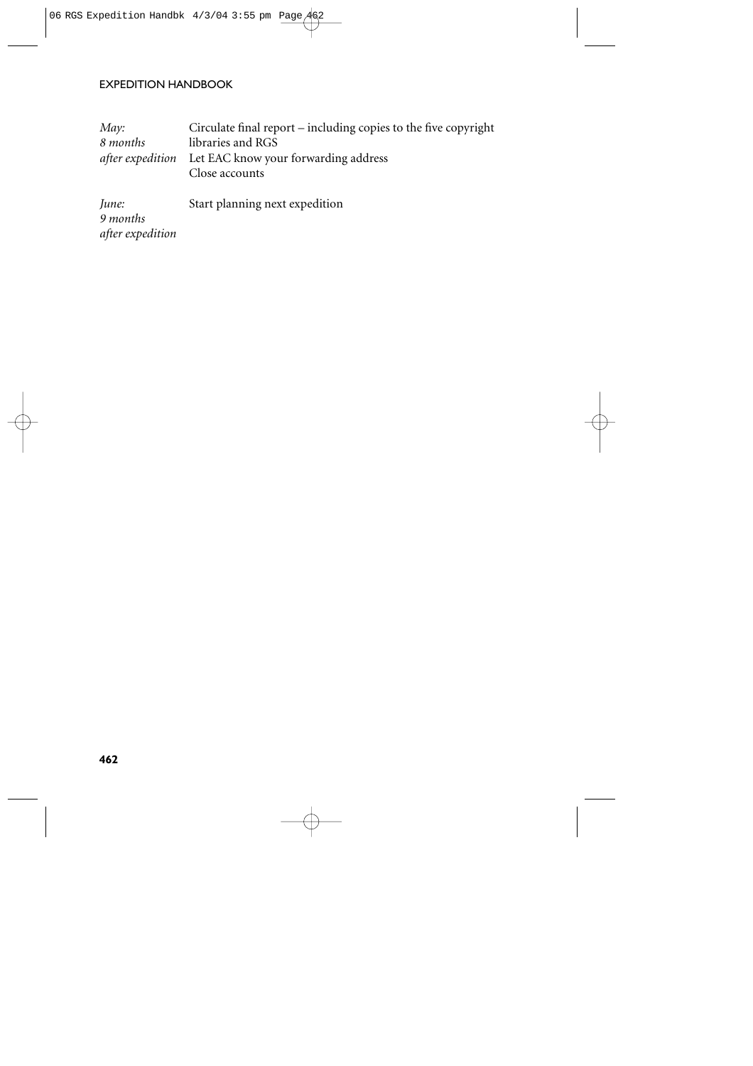| | |
|---|---|
| *May:* *8 months after expedition* | Circulate final report – including copies to the five copyright libraries and RGS<br>Let EAC know your forwarding address<br>Close accounts |
| *June:* *9 months after expedition* | Start planning next expedition |